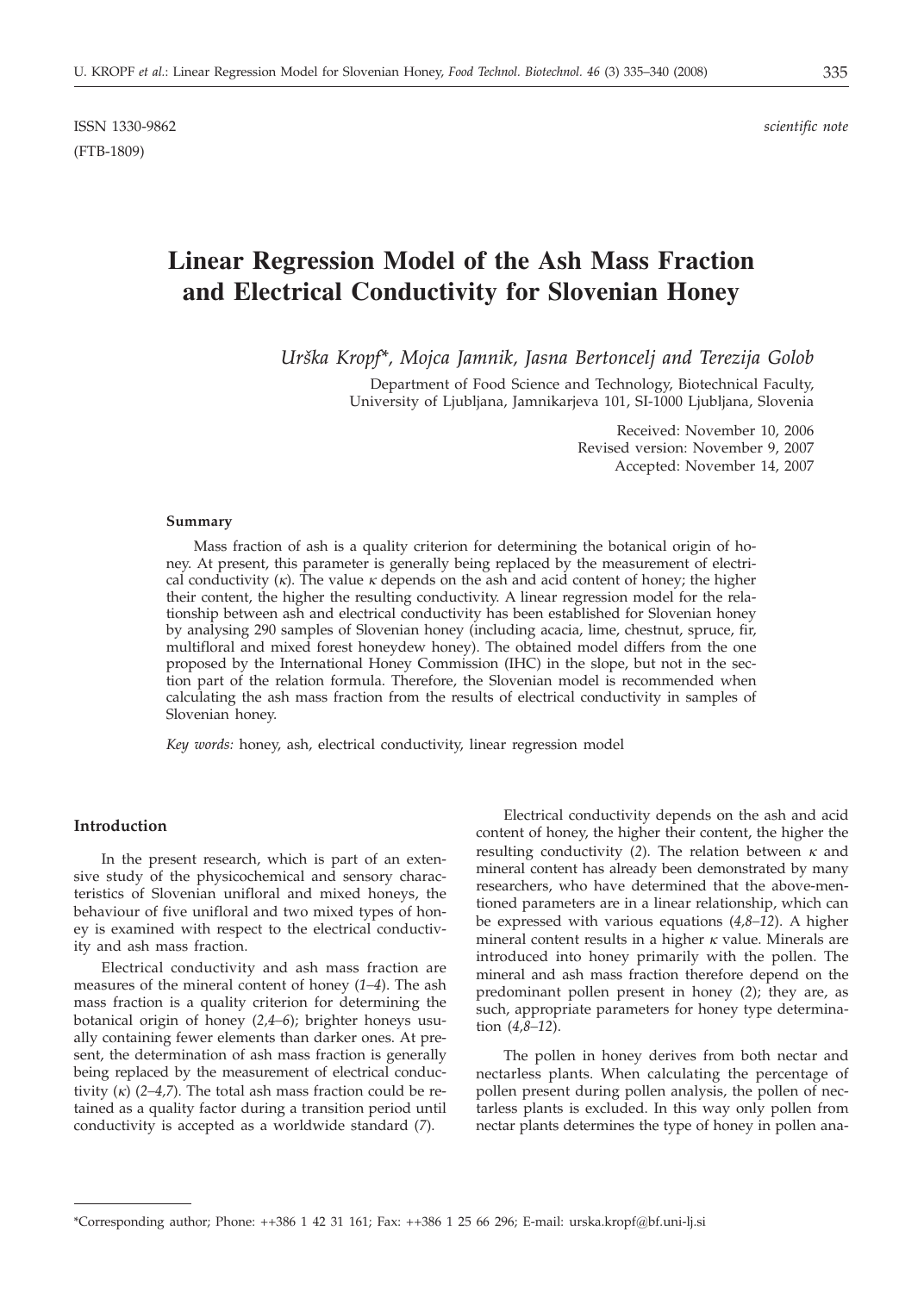ISSN 1330-9862

(FTB-1809)

*scientific note*

# Linear Regression Model of the Ash Mass Fraction and Electrical Conductivity for Slovenian Honey

*Urška Kropf\*, Mojca Jamnik, Jasna Bertoncelj and Terezija Golob*

Department of Food Science and Technology, Biotechnical Faculty, University of Ljubljana, Jamnikarjeva 101, SI-1000 Ljubljana, Slovenia

Received: November 10, 2006
Revised version: November 9, 2007
Accepted: November 14, 2007

### Summary

Mass fraction of ash is a quality criterion for determining the botanical origin of honey. At present, this parameter is generally being replaced by the measurement of electrical conductivity ($\kappa$). The value $\kappa$ depends on the ash and acid content of honey; the higher their content, the higher the resulting conductivity. A linear regression model for the relationship between ash and electrical conductivity has been established for Slovenian honey by analysing 290 samples of Slovenian honey (including acacia, lime, chestnut, spruce, fir, multifloral and mixed forest honeydew honey). The obtained model differs from the one proposed by the International Honey Commission (IHC) in the slope, but not in the section part of the relation formula. Therefore, the Slovenian model is recommended when calculating the ash mass fraction from the results of electrical conductivity in samples of Slovenian honey.

*Key words:* honey, ash, electrical conductivity, linear regression model

## Introduction

In the present research, which is part of an extensive study of the physicochemical and sensory characteristics of Slovenian unifloral and mixed honeys, the behaviour of five unifloral and two mixed types of honey is examined with respect to the electrical conductivity and ash mass fraction.

Electrical conductivity and ash mass fraction are measures of the mineral content of honey (*1–4*). The ash mass fraction is a quality criterion for determining the botanical origin of honey (*2,4–6*); brighter honeys usually containing fewer elements than darker ones. At present, the determination of ash mass fraction is generally being replaced by the measurement of electrical conductivity ($\kappa$) (*2–4,7*). The total ash mass fraction could be retained as a quality factor during a transition period until conductivity is accepted as a worldwide standard (*7*).

Electrical conductivity depends on the ash and acid content of honey, the higher their content, the higher the resulting conductivity (*2*). The relation between $\kappa$ and mineral content has already been demonstrated by many researchers, who have determined that the above-mentioned parameters are in a linear relationship, which can be expressed with various equations (*4,8–12*). A higher mineral content results in a higher $\kappa$ value. Minerals are introduced into honey primarily with the pollen. The mineral and ash mass fraction therefore depend on the predominant pollen present in honey (*2*); they are, as such, appropriate parameters for honey type determination (*4,8–12*).

The pollen in honey derives from both nectar and nectarless plants. When calculating the percentage of pollen present during pollen analysis, the pollen of nectarless plants is excluded. In this way only pollen from nectar plants determines the type of honey in pollen ana-

\*Corresponding author; Phone: ++386 1 42 31 161; Fax: ++386 1 25 66 296; E-mail: urska.kropf@bf.uni-lj.si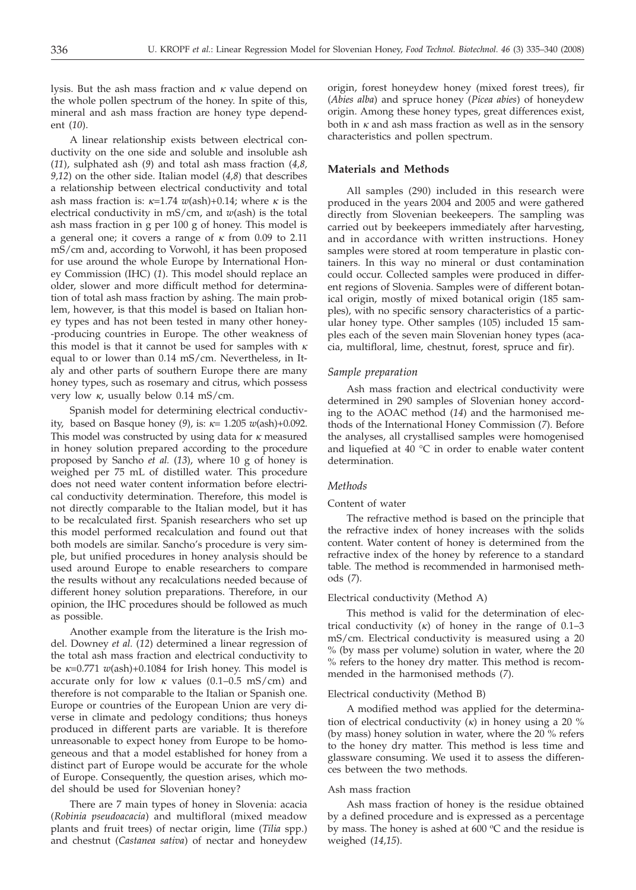lysis. But the ash mass fraction and $\kappa$ value depend on the whole pollen spectrum of the honey. In spite of this, mineral and ash mass fraction are honey type dependent (*10*).

A linear relationship exists between electrical conductivity on the one side and soluble and insoluble ash (*11*), sulphated ash (*9*) and total ash mass fraction (*4,8, 9,12*) on the other side. Italian model (*4,8*) that describes a relationship between electrical conductivity and total ash mass fraction is: $\kappa=1.74\ w(\text{ash})+0.14$; where $\kappa$ is the electrical conductivity in mS/cm, and $w(\text{ash})$ is the total ash mass fraction in g per 100 g of honey. This model is a general one; it covers a range of $\kappa$ from 0.09 to 2.11 mS/cm and, according to Vorwohl, it has been proposed for use around the whole Europe by International Honey Commission (IHC) (*1*). This model should replace an older, slower and more difficult method for determination of total ash mass fraction by ashing. The main problem, however, is that this model is based on Italian honey types and has not been tested in many other honey-producing countries in Europe. The other weakness of this model is that it cannot be used for samples with $\kappa$ equal to or lower than 0.14 mS/cm. Nevertheless, in Italy and other parts of southern Europe there are many honey types, such as rosemary and citrus, which possess very low $\kappa$, usually below 0.14 mS/cm.

Spanish model for determining electrical conductivity, based on Basque honey (*9*), is: $\kappa= 1.205\ w(\text{ash})+0.092$. This model was constructed by using data for $\kappa$ measured in honey solution prepared according to the procedure proposed by Sancho *et al.* (*13*), where 10 g of honey is weighed per 75 mL of distilled water. This procedure does not need water content information before electrical conductivity determination. Therefore, this model is not directly comparable to the Italian model, but it has to be recalculated first. Spanish researchers who set up this model performed recalculation and found out that both models are similar. Sancho's procedure is very simple, but unified procedures in honey analysis should be used around Europe to enable researchers to compare the results without any recalculations needed because of different honey solution preparations. Therefore, in our opinion, the IHC procedures should be followed as much as possible.

Another example from the literature is the Irish model. Downey *et al.* (*12*) determined a linear regression of the total ash mass fraction and electrical conductivity to be $\kappa=0.771\ w(\text{ash})+0.1084$ for Irish honey. This model is accurate only for low $\kappa$ values (0.1–0.5 mS/cm) and therefore is not comparable to the Italian or Spanish one. Europe or countries of the European Union are very diverse in climate and pedology conditions; thus honeys produced in different parts are variable. It is therefore unreasonable to expect honey from Europe to be homogeneous and that a model established for honey from a distinct part of Europe would be accurate for the whole of Europe. Consequently, the question arises, which model should be used for Slovenian honey?

There are 7 main types of honey in Slovenia: acacia (*Robinia pseudoacacia*) and multifloral (mixed meadow plants and fruit trees) of nectar origin, lime (*Tilia* spp.) and chestnut (*Castanea sativa*) of nectar and honeydew origin, forest honeydew honey (mixed forest trees), fir (*Abies alba*) and spruce honey (*Picea abies*) of honeydew origin. Among these honey types, great differences exist, both in $\kappa$ and ash mass fraction as well as in the sensory characteristics and pollen spectrum.

## Materials and Methods

All samples (290) included in this research were produced in the years 2004 and 2005 and were gathered directly from Slovenian beekeepers. The sampling was carried out by beekeepers immediately after harvesting, and in accordance with written instructions. Honey samples were stored at room temperature in plastic containers. In this way no mineral or dust contamination could occur. Collected samples were produced in different regions of Slovenia. Samples were of different botanical origin, mostly of mixed botanical origin (185 samples), with no specific sensory characteristics of a particular honey type. Other samples (105) included 15 samples each of the seven main Slovenian honey types (acacia, multifloral, lime, chestnut, forest, spruce and fir).

### *Sample preparation*

Ash mass fraction and electrical conductivity were determined in 290 samples of Slovenian honey according to the AOAC method (*14*) and the harmonised methods of the International Honey Commission (*7*). Before the analyses, all crystallised samples were homogenised and liquefied at 40 °C in order to enable water content determination.

### *Methods*

#### Content of water

The refractive method is based on the principle that the refractive index of honey increases with the solids content. Water content of honey is determined from the refractive index of the honey by reference to a standard table. The method is recommended in harmonised methods (*7*).

#### Electrical conductivity (Method A)

This method is valid for the determination of electrical conductivity ($\kappa$) of honey in the range of 0.1–3 mS/cm. Electrical conductivity is measured using a 20 % (by mass per volume) solution in water, where the 20 % refers to the honey dry matter. This method is recommended in the harmonised methods (*7*).

#### Electrical conductivity (Method B)

A modified method was applied for the determination of electrical conductivity ($\kappa$) in honey using a 20 % (by mass) honey solution in water, where the 20 % refers to the honey dry matter. This method is less time and glassware consuming. We used it to assess the differences between the two methods.

#### Ash mass fraction

Ash mass fraction of honey is the residue obtained by a defined procedure and is expressed as a percentage by mass. The honey is ashed at 600 °C and the residue is weighed (*14,15*).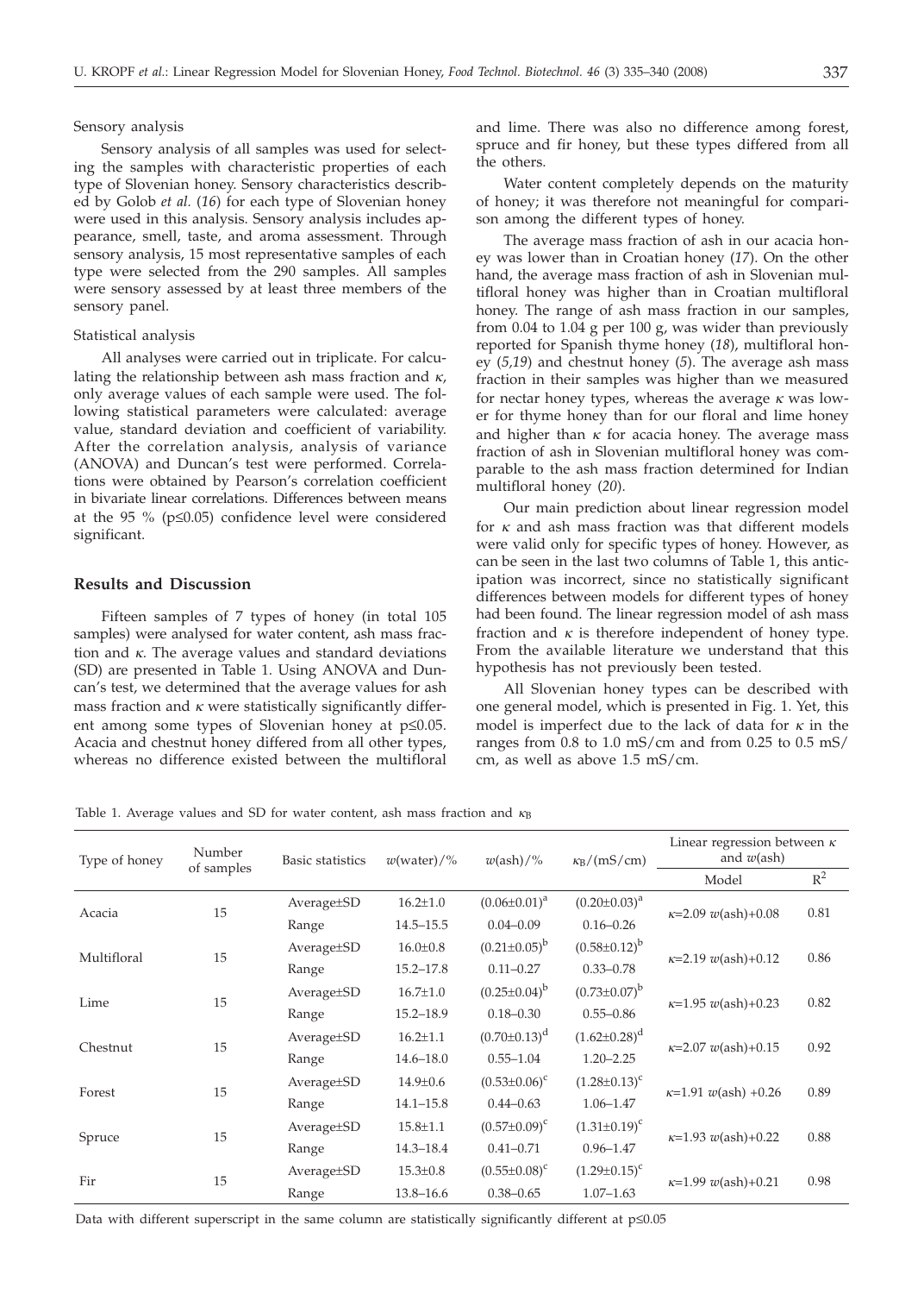### Sensory analysis

Sensory analysis of all samples was used for selecting the samples with characteristic properties of each type of Slovenian honey. Sensory characteristics described by Golob *et al.* (*16*) for each type of Slovenian honey were used in this analysis. Sensory analysis includes appearance, smell, taste, and aroma assessment. Through sensory analysis, 15 most representative samples of each type were selected from the 290 samples. All samples were sensory assessed by at least three members of the sensory panel.

### Statistical analysis

All analyses were carried out in triplicate. For calculating the relationship between ash mass fraction and $\kappa$, only average values of each sample were used. The following statistical parameters were calculated: average value, standard deviation and coefficient of variability. After the correlation analysis, analysis of variance (ANOVA) and Duncan's test were performed. Correlations were obtained by Pearson's correlation coefficient in bivariate linear correlations. Differences between means at the 95 % ($p\leq0.05$) confidence level were considered significant.

## Results and Discussion

Fifteen samples of 7 types of honey (in total 105 samples) were analysed for water content, ash mass fraction and $\kappa$. The average values and standard deviations (SD) are presented in Table 1. Using ANOVA and Duncan's test, we determined that the average values for ash mass fraction and $\kappa$ were statistically significantly different among some types of Slovenian honey at $p\leq0.05$. Acacia and chestnut honey differed from all other types, whereas no difference existed between the multifloral and lime. There was also no difference among forest, spruce and fir honey, but these types differed from all the others.

Water content completely depends on the maturity of honey; it was therefore not meaningful for comparison among the different types of honey.

The average mass fraction of ash in our acacia honey was lower than in Croatian honey (*17*). On the other hand, the average mass fraction of ash in Slovenian multifloral honey was higher than in Croatian multifloral honey. The range of ash mass fraction in our samples, from 0.04 to 1.04 g per 100 g, was wider than previously reported for Spanish thyme honey (*18*), multifloral honey (*5*,*19*) and chestnut honey (*5*). The average ash mass fraction in their samples was higher than we measured for nectar honey types, whereas the average $\kappa$ was lower for thyme honey than for our floral and lime honey and higher than $\kappa$ for acacia honey. The average mass fraction of ash in Slovenian multifloral honey was comparable to the ash mass fraction determined for Indian multifloral honey (*20*).

Our main prediction about linear regression model for $\kappa$ and ash mass fraction was that different models were valid only for specific types of honey. However, as can be seen in the last two columns of Table 1, this anticipation was incorrect, since no statistically significant differences between models for different types of honey had been found. The linear regression model of ash mass fraction and $\kappa$ is therefore independent of honey type. From the available literature we understand that this hypothesis has not previously been tested.

All Slovenian honey types can be described with one general model, which is presented in Fig. 1. Yet, this model is imperfect due to the lack of data for $\kappa$ in the ranges from 0.8 to 1.0 mS/cm and from 0.25 to 0.5 mS/cm, as well as above 1.5 mS/cm.

Table 1. Average values and SD for water content, ash mass fraction and $\kappa_B$

| Type of honey | Number of samples | Basic statistics | $w$(water)/% | $w$(ash)/% | $\kappa_B$/(mS/cm) | Linear regression between $\kappa$ and $w$(ash) | |
|---|---|---|---|---|---|---|---|
| | | | | | | Model | $R^2$ |
| Acacia | 15 | Average±SD | 16.2±1.0 | $(0.06\pm0.01)^a$ | $(0.20\pm0.03)^a$ | $\kappa$=2.09 $w$(ash)+0.08 | 0.81 |
| | | Range | 14.5–15.5 | 0.04–0.09 | 0.16–0.26 | | |
| Multifloral | 15 | Average±SD | 16.0±0.8 | $(0.21\pm0.05)^b$ | $(0.58\pm0.12)^b$ | $\kappa$=2.19 $w$(ash)+0.12 | 0.86 |
| | | Range | 15.2–17.8 | 0.11–0.27 | 0.33–0.78 | | |
| Lime | 15 | Average±SD | 16.7±1.0 | $(0.25\pm0.04)^b$ | $(0.73\pm0.07)^b$ | $\kappa$=1.95 $w$(ash)+0.23 | 0.82 |
| | | Range | 15.2–18.9 | 0.18–0.30 | 0.55–0.86 | | |
| Chestnut | 15 | Average±SD | 16.2±1.1 | $(0.70\pm0.13)^d$ | $(1.62\pm0.28)^d$ | $\kappa$=2.07 $w$(ash)+0.15 | 0.92 |
| | | Range | 14.6–18.0 | 0.55–1.04 | 1.20–2.25 | | |
| Forest | 15 | Average±SD | 14.9±0.6 | $(0.53\pm0.06)^c$ | $(1.28\pm0.13)^c$ | $\kappa$=1.91 $w$(ash) +0.26 | 0.89 |
| | | Range | 14.1–15.8 | 0.44–0.63 | 1.06–1.47 | | |
| Spruce | 15 | Average±SD | 15.8±1.1 | $(0.57\pm0.09)^c$ | $(1.31\pm0.19)^c$ | $\kappa$=1.93 $w$(ash)+0.22 | 0.88 |
| | | Range | 14.3–18.4 | 0.41–0.71 | 0.96–1.47 | | |
| Fir | 15 | Average±SD | 15.3±0.8 | $(0.55\pm0.08)^c$ | $(1.29\pm0.15)^c$ | $\kappa$=1.99 $w$(ash)+0.21 | 0.98 |
| | | Range | 13.8–16.6 | 0.38–0.65 | 1.07–1.63 | | |

Data with different superscript in the same column are statistically significantly different at $p\leq0.05$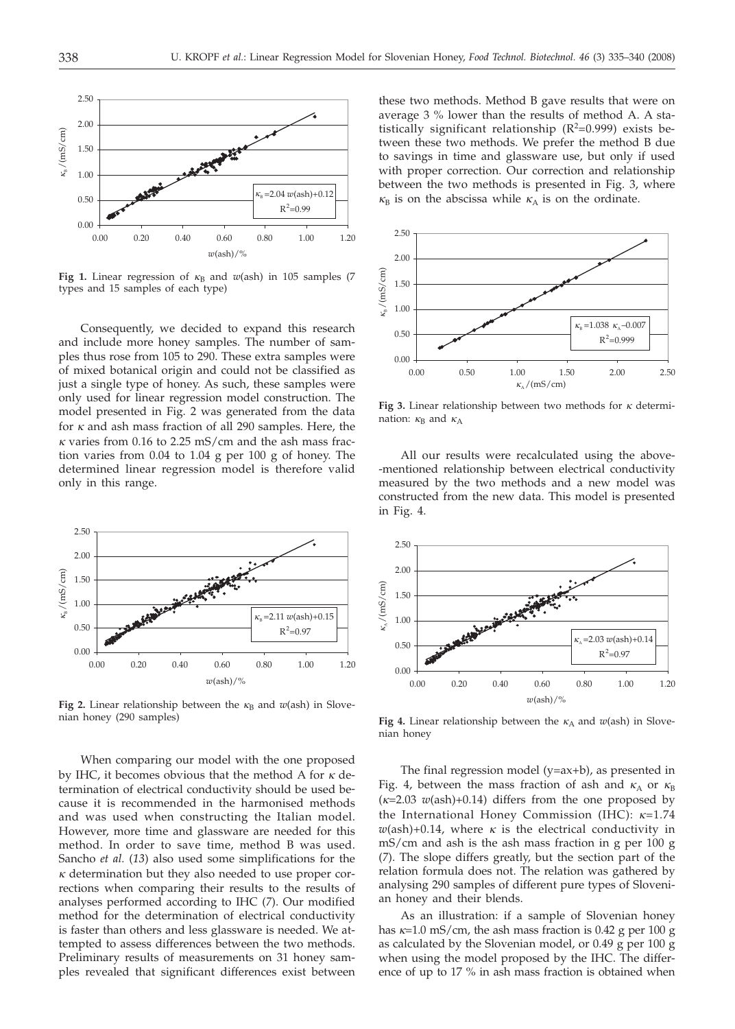Fig 1. Linear regression of $\kappa_B$ and $w$(ash) in 105 samples (7 types and 15 samples of each type)

Consequently, we decided to expand this research and include more honey samples. The number of samples thus rose from 105 to 290. These extra samples were of mixed botanical origin and could not be classified as just a single type of honey. As such, these samples were only used for linear regression model construction. The model presented in Fig. 2 was generated from the data for $\kappa$ and ash mass fraction of all 290 samples. Here, the $\kappa$ varies from 0.16 to 2.25 mS/cm and the ash mass fraction varies from 0.04 to 1.04 g per 100 g of honey. The determined linear regression model is therefore valid only in this range.

Fig 2. Linear relationship between the $\kappa_B$ and $w$(ash) in Slovenian honey (290 samples)

When comparing our model with the one proposed by IHC, it becomes obvious that the method A for $\kappa$ determination of electrical conductivity should be used because it is recommended in the harmonised methods and was used when constructing the Italian model. However, more time and glassware are needed for this method. In order to save time, method B was used. Sancho *et al.* (*13*) also used some simplifications for the $\kappa$ determination but they also needed to use proper corrections when comparing their results to the results of analyses performed according to IHC (*7*). Our modified method for the determination of electrical conductivity is faster than others and less glassware is needed. We attempted to assess differences between the two methods. Preliminary results of measurements on 31 honey samples revealed that significant differences exist between these two methods. Method B gave results that were on average 3 % lower than the results of method A. A statistically significant relationship ($R^2$=0.999) exists between these two methods. We prefer the method B due to savings in time and glassware use, but only if used with proper correction. Our correction and relationship between the two methods is presented in Fig. 3, where $\kappa_B$ is on the abscissa while $\kappa_A$ is on the ordinate.

Fig 3. Linear relationship between two methods for $\kappa$ determination: $\kappa_B$ and $\kappa_A$

All our results were recalculated using the above-mentioned relationship between electrical conductivity measured by the two methods and a new model was constructed from the new data. This model is presented in Fig. 4.

Fig 4. Linear relationship between the $\kappa_A$ and $w$(ash) in Slovenian honey

The final regression model (y=ax+b), as presented in Fig. 4, between the mass fraction of ash and $\kappa_A$ or $\kappa_B$ ($\kappa$=2.03 $w$(ash)+0.14) differs from the one proposed by the International Honey Commission (IHC): $\kappa$=1.74 $w$(ash)+0.14, where $\kappa$ is the electrical conductivity in mS/cm and ash is the ash mass fraction in g per 100 g (*7*). The slope differs greatly, but the section part of the relation formula does not. The relation was gathered by analysing 290 samples of different pure types of Slovenian honey and their blends.

As an illustration: if a sample of Slovenian honey has $\kappa$=1.0 mS/cm, the ash mass fraction is 0.42 g per 100 g as calculated by the Slovenian model, or 0.49 g per 100 g when using the model proposed by the IHC. The difference of up to 17 % in ash mass fraction is obtained when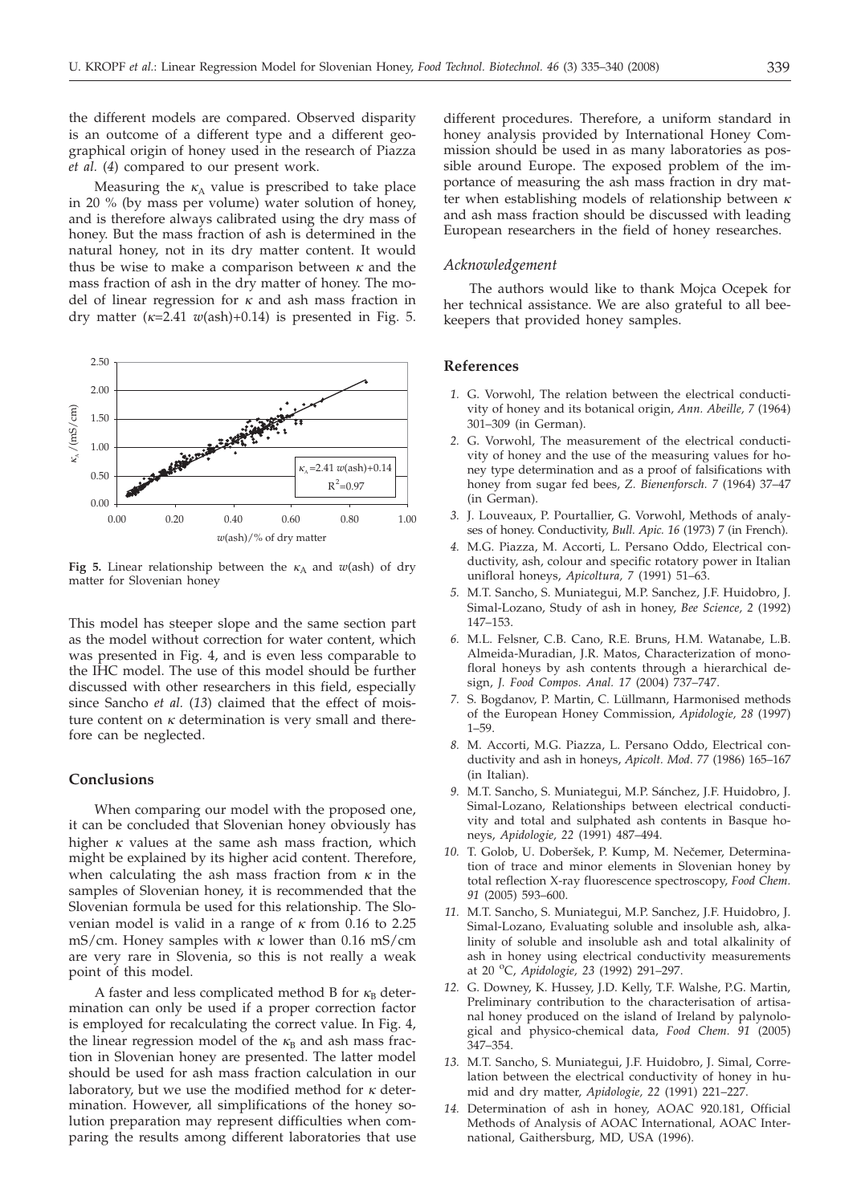the different models are compared. Observed disparity is an outcome of a different type and a different geographical origin of honey used in the research of Piazza *et al.* (*4*) compared to our present work.

Measuring the $\kappa_A$ value is prescribed to take place in 20 % (by mass per volume) water solution of honey, and is therefore always calibrated using the dry mass of honey. But the mass fraction of ash is determined in the natural honey, not in its dry matter content. It would thus be wise to make a comparison between $\kappa$ and the mass fraction of ash in the dry matter of honey. The model of linear regression for $\kappa$ and ash mass fraction in dry matter ($\kappa$=2.41 $w$(ash)+0.14) is presented in Fig. 5.

**Fig 5.** Linear relationship between the $\kappa_A$ and $w$(ash) of dry matter for Slovenian honey

This model has steeper slope and the same section part as the model without correction for water content, which was presented in Fig. 4, and is even less comparable to the IHC model. The use of this model should be further discussed with other researchers in this field, especially since Sancho *et al.* (*13*) claimed that the effect of moisture content on $\kappa$ determination is very small and therefore can be neglected.

## Conclusions

When comparing our model with the proposed one, it can be concluded that Slovenian honey obviously has higher $\kappa$ values at the same ash mass fraction, which might be explained by its higher acid content. Therefore, when calculating the ash mass fraction from $\kappa$ in the samples of Slovenian honey, it is recommended that the Slovenian formula be used for this relationship. The Slovenian model is valid in a range of $\kappa$ from 0.16 to 2.25 mS/cm. Honey samples with $\kappa$ lower than 0.16 mS/cm are very rare in Slovenia, so this is not really a weak point of this model.

A faster and less complicated method B for $\kappa_B$ determination can only be used if a proper correction factor is employed for recalculating the correct value. In Fig. 4, the linear regression model of the $\kappa_B$ and ash mass fraction in Slovenian honey are presented. The latter model should be used for ash mass fraction calculation in our laboratory, but we use the modified method for $\kappa$ determination. However, all simplifications of the honey solution preparation may represent difficulties when comparing the results among different laboratories that use different procedures. Therefore, a uniform standard in honey analysis provided by International Honey Commission should be used in as many laboratories as possible around Europe. The exposed problem of the importance of measuring the ash mass fraction in dry matter when establishing models of relationship between $\kappa$ and ash mass fraction should be discussed with leading European researchers in the field of honey researches.

### *Acknowledgement*

The authors would like to thank Mojca Ocepek for her technical assistance. We are also grateful to all beekeepers that provided honey samples.

## References

1. G. Vorwohl, The relation between the electrical conductivity of honey and its botanical origin, *Ann. Abeille, 7* (1964) 301–309 (in German).
2. G. Vorwohl, The measurement of the electrical conductivity of honey and the use of the measuring values for honey type determination and as a proof of falsifications with honey from sugar fed bees, *Z. Bienenforsch. 7* (1964) 37–47 (in German).
3. J. Louveaux, P. Pourtallier, G. Vorwohl, Methods of analyses of honey. Conductivity, *Bull. Apic. 16* (1973) 7 (in French).
4. M.G. Piazza, M. Accorti, L. Persano Oddo, Electrical conductivity, ash, colour and specific rotatory power in Italian unifloral honeys, *Apicoltura, 7* (1991) 51–63.
5. M.T. Sancho, S. Muniategui, M.P. Sanchez, J.F. Huidobro, J. Simal-Sancho-Lozano, Study of ash in honey, *Bee Science, 2* (1992) 147–153.
6. M.L. Felsner, C.B. Cano, R.E. Bruns, H.M. Watanabe, L.B. Almeida-Muradian, J.R. Matos, Characterization of monofloral honeys by ash contents through a hierarchical design, *J. Food Compos. Anal. 17* (2004) 737–747.
7. S. Bogdanov, P. Martin, C. Lüllmann, Harmonised methods of the European Honey Commission, *Apidologie, 28* (1997) 1–59.
8. M. Accorti, M.G. Piazza, L. Persano Oddo, Electrical conductivity and ash in honeys, *Apicolt. Mod. 77* (1986) 165–167 (in Italian).
9. M.T. Sancho, S. Muniategui, M.P. Sánchez, J.F. Huidobro, J. Simal-Lozano, Relationships between electrical conductivity and total and sulphated ash contents in Basque honeys, *Apidologie, 22* (1991) 487–494.
10. T. Golob, U. Doberšek, P. Kump, M. Nečemer, Determination of trace and minor elements in Slovenian honey by total reflection X-ray fluorescence spectroscopy, *Food Chem. 91* (2005) 593–600.
11. M.T. Sancho, S. Muniategui, M.P. Sanchez, J.F. Huidobro, J. Simal-Lozano, Evaluating soluble and insoluble ash, alkalinity of soluble and insoluble ash and total alkalinity of ash in honey using electrical conductivity measurements at 20 °C, *Apidologie, 23* (1992) 291–297.
12. G. Downey, K. Hussey, J.D. Kelly, T.F. Walshe, P.G. Martin, Preliminary contribution to the characterisation of artisanal honey produced on the island of Ireland by palynological and physico-chemical data, *Food Chem. 91* (2005) 347–354.
13. M.T. Sancho, S. Muniategui, J.F. Huidobro, J. Simal, Correlation between the electrical conductivity of honey in humid and dry matter, *Apidologie, 22* (1991) 221–227.
14. Determination of ash in honey, AOAC 920.181, Official Methods of Analysis of AOAC International, AOAC International, Gaithersburg, MD, USA (1996).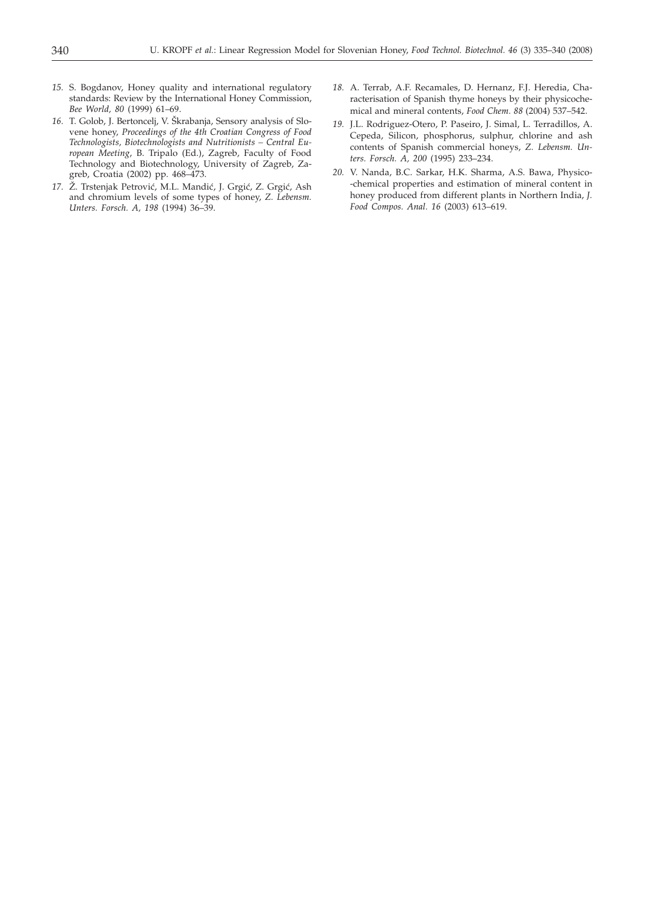*15.* S. Bogdanov, Honey quality and international regulatory standards: Review by the International Honey Commission, *Bee World, 80* (1999) 61–69.

*16.* T. Golob, J. Bertoncelj, V. Škrabanja, Sensory analysis of Slovene honey, *Proceedings of the 4th Croatian Congress of Food Technologists, Biotechnologists and Nutritionists – Central European Meeting*, B. Tripalo (Ed.), Zagreb, Faculty of Food Technology and Biotechnology, University of Zagreb, Zagreb, Croatia (2002) pp. 468–473.

*17.* Ž. Trstenjak Petrović, M.L. Mandić, J. Grgić, Z. Grgić, Ash and chromium levels of some types of honey, *Z. Lebensm. Unters. Forsch. A, 198* (1994) 36–39.

*18.* A. Terrab, A.F. Recamales, D. Hernanz, F.J. Heredia, Characterisation of Spanish thyme honeys by their physicochemical and mineral contents, *Food Chem. 88* (2004) 537–542.

*19.* J.L. Rodriguez-Otero, P. Paseiro, J. Simal, L. Terradillos, A. Cepeda, Silicon, phosphorus, sulphur, chlorine and ash contents of Spanish commercial honeys, *Z. Lebensm. Unters. Forsch. A, 200* (1995) 233–234.

*20.* V. Nanda, B.C. Sarkar, H.K. Sharma, A.S. Bawa, Physico-chemical properties and estimation of mineral content in honey produced from different plants in Northern India, *J. Food Compos. Anal. 16* (2003) 613–619.